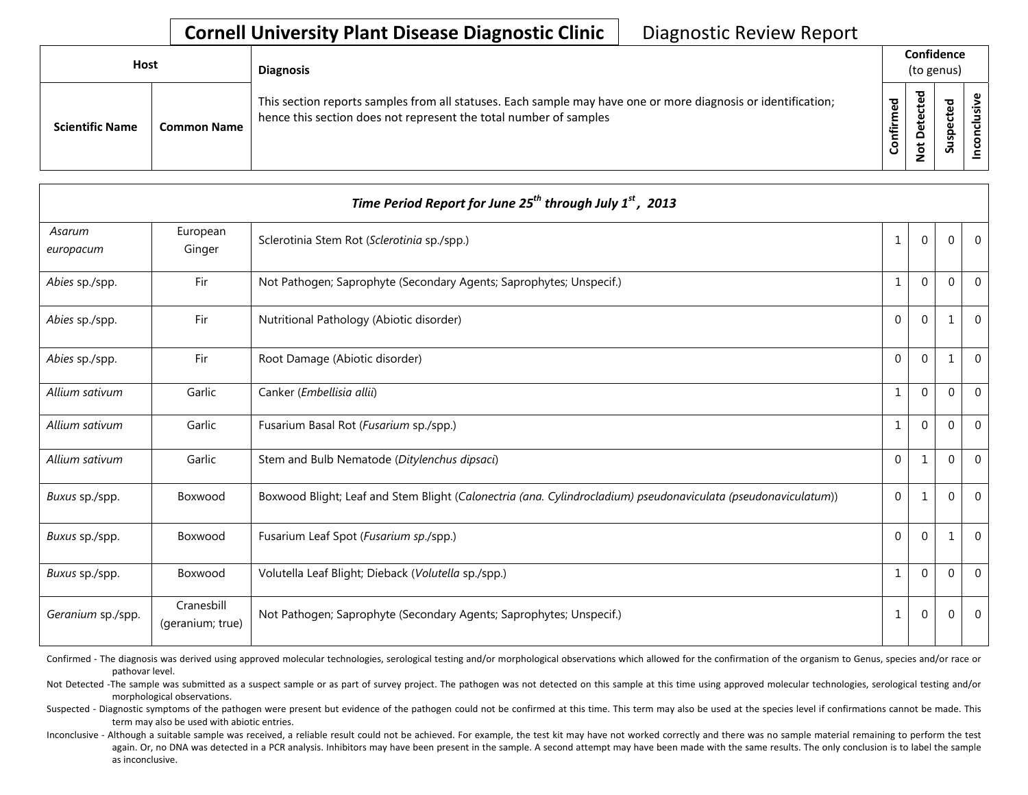# Cornell University Plant Disease Diagnostic Clinic — Diagnostic Review Report

| Host | | Diagnosis | Confidence (to genus) | | | |
|---|---|---|---|---|---|---|
| Scientific Name | Common Name | This section reports samples from all statuses. Each sample may have one or more diagnosis or identification; hence this section does not represent the total number of samples | Confirmed | Not Detected | Suspected | Inconclusive |

**Time Period Report for June 25th through July 1st, 2013**

| Scientific Name | Common Name | Diagnosis | Confirmed | Not Detected | Suspected | Inconclusive |
|---|---|---|---|---|---|---|
| *Asarum europacum* | European Ginger | Sclerotinia Stem Rot (*Sclerotinia* sp./spp.) | 1 | 0 | 0 | 0 |
| *Abies* sp./spp. | Fir | Not Pathogen; Saprophyte (Secondary Agents; Saprophytes; Unspecif.) | 1 | 0 | 0 | 0 |
| *Abies* sp./spp. | Fir | Nutritional Pathology (Abiotic disorder) | 0 | 0 | 1 | 0 |
| *Abies* sp./spp. | Fir | Root Damage (Abiotic disorder) | 0 | 0 | 1 | 0 |
| *Allium sativum* | Garlic | Canker (*Embellisia allii*) | 1 | 0 | 0 | 0 |
| *Allium sativum* | Garlic | Fusarium Basal Rot (*Fusarium* sp./spp.) | 1 | 0 | 0 | 0 |
| *Allium sativum* | Garlic | Stem and Bulb Nematode (*Ditylenchus dipsaci*) | 0 | 1 | 0 | 0 |
| *Buxus* sp./spp. | Boxwood | Boxwood Blight; Leaf and Stem Blight (*Calonectria (ana. Cylindrocladium) pseudonaviculata (pseudonaviculatum)*) | 0 | 1 | 0 | 0 |
| *Buxus* sp./spp. | Boxwood | Fusarium Leaf Spot (*Fusarium sp.*/spp.) | 0 | 0 | 1 | 0 |
| *Buxus* sp./spp. | Boxwood | Volutella Leaf Blight; Dieback (*Volutella* sp./spp.) | 1 | 0 | 0 | 0 |
| *Geranium* sp./spp. | Cranesbill (geranium; true) | Not Pathogen; Saprophyte (Secondary Agents; Saprophytes; Unspecif.) | 1 | 0 | 0 | 0 |

Confirmed - The diagnosis was derived using approved molecular technologies, serological testing and/or morphological observations which allowed for the confirmation of the organism to Genus, species and/or race or pathovar level.

Not Detected -The sample was submitted as a suspect sample or as part of survey project. The pathogen was not detected on this sample at this time using approved molecular technologies, serological testing and/or morphological observations.

Suspected - Diagnostic symptoms of the pathogen were present but evidence of the pathogen could not be confirmed at this time. This term may also be used at the species level if confirmations cannot be made. This term may also be used with abiotic entries.

Inconclusive - Although a suitable sample was received, a reliable result could not be achieved. For example, the test kit may have not worked correctly and there was no sample material remaining to perform the test again. Or, no DNA was detected in a PCR analysis. Inhibitors may have been present in the sample. A second attempt may have been made with the same results. The only conclusion is to label the sample as inconclusive.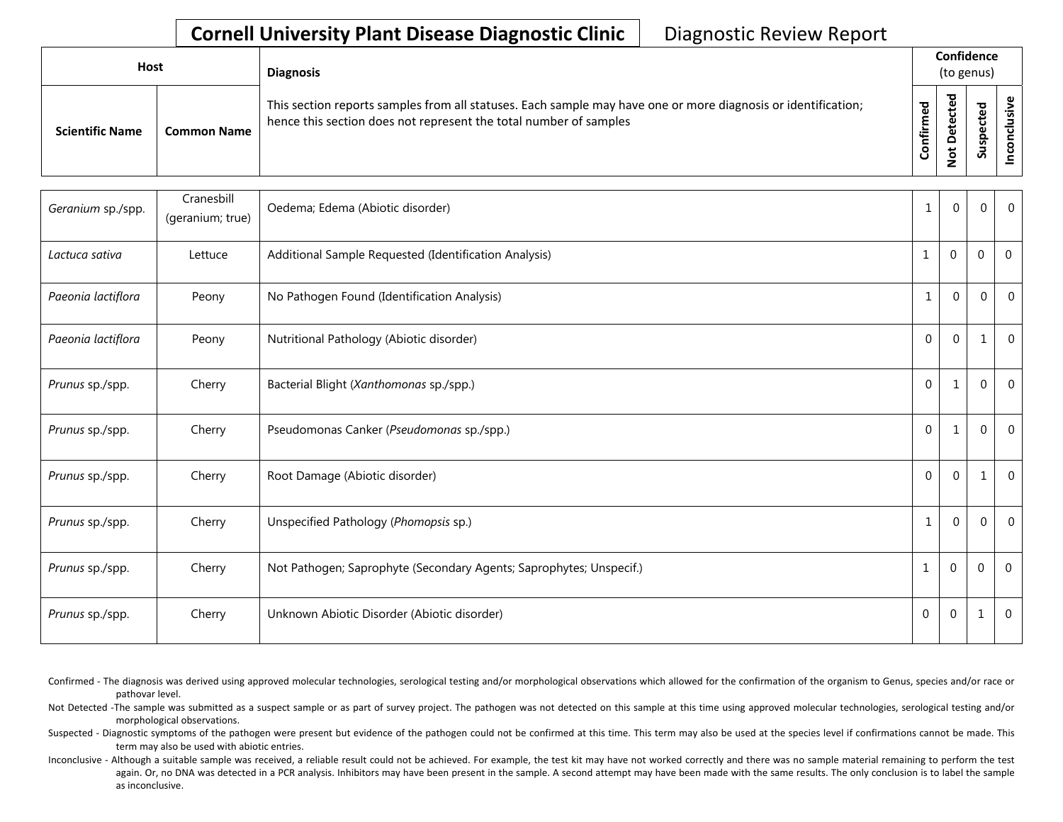# Cornell University Plant Disease Diagnostic Clinic

Diagnostic Review Report

| Host | | Diagnosis | Confidence (to genus) | | | |
|---|---|---|---|---|---|---|
| **Scientific Name** | **Common Name** | This section reports samples from all statuses. Each sample may have one or more diagnosis or identification; hence this section does not represent the total number of samples | **Confirmed** | **Not Detected** | **Suspected** | **Inconclusive** |
| *Geranium* sp./spp. | Cranesbill (geranium; true) | Oedema; Edema (Abiotic disorder) | 1 | 0 | 0 | 0 |
| *Lactuca sativa* | Lettuce | Additional Sample Requested (Identification Analysis) | 1 | 0 | 0 | 0 |
| *Paeonia lactiflora* | Peony | No Pathogen Found (Identification Analysis) | 1 | 0 | 0 | 0 |
| *Paeonia lactiflora* | Peony | Nutritional Pathology (Abiotic disorder) | 0 | 0 | 1 | 0 |
| *Prunus* sp./spp. | Cherry | Bacterial Blight (*Xanthomonas* sp./spp.) | 0 | 1 | 0 | 0 |
| *Prunus* sp./spp. | Cherry | Pseudomonas Canker (*Pseudomonas* sp./spp.) | 0 | 1 | 0 | 0 |
| *Prunus* sp./spp. | Cherry | Root Damage (Abiotic disorder) | 0 | 0 | 1 | 0 |
| *Prunus* sp./spp. | Cherry | Unspecified Pathology (*Phomopsis* sp.) | 1 | 0 | 0 | 0 |
| *Prunus* sp./spp. | Cherry | Not Pathogen; Saprophyte (Secondary Agents; Saprophytes; Unspecif.) | 1 | 0 | 0 | 0 |
| *Prunus* sp./spp. | Cherry | Unknown Abiotic Disorder (Abiotic disorder) | 0 | 0 | 1 | 0 |

Confirmed - The diagnosis was derived using approved molecular technologies, serological testing and/or morphological observations which allowed for the confirmation of the organism to Genus, species and/or race or pathovar level.

Not Detected -The sample was submitted as a suspect sample or as part of survey project. The pathogen was not detected on this sample at this time using approved molecular technologies, serological testing and/or morphological observations.

Suspected - Diagnostic symptoms of the pathogen were present but evidence of the pathogen could not be confirmed at this time. This term may also be used at the species level if confirmations cannot be made. This term may also be used with abiotic entries.

Inconclusive - Although a suitable sample was received, a reliable result could not be achieved. For example, the test kit may have not worked correctly and there was no sample material remaining to perform the test again. Or, no DNA was detected in a PCR analysis. Inhibitors may have been present in the sample. A second attempt may have been made with the same results. The only conclusion is to label the sample as inconclusive.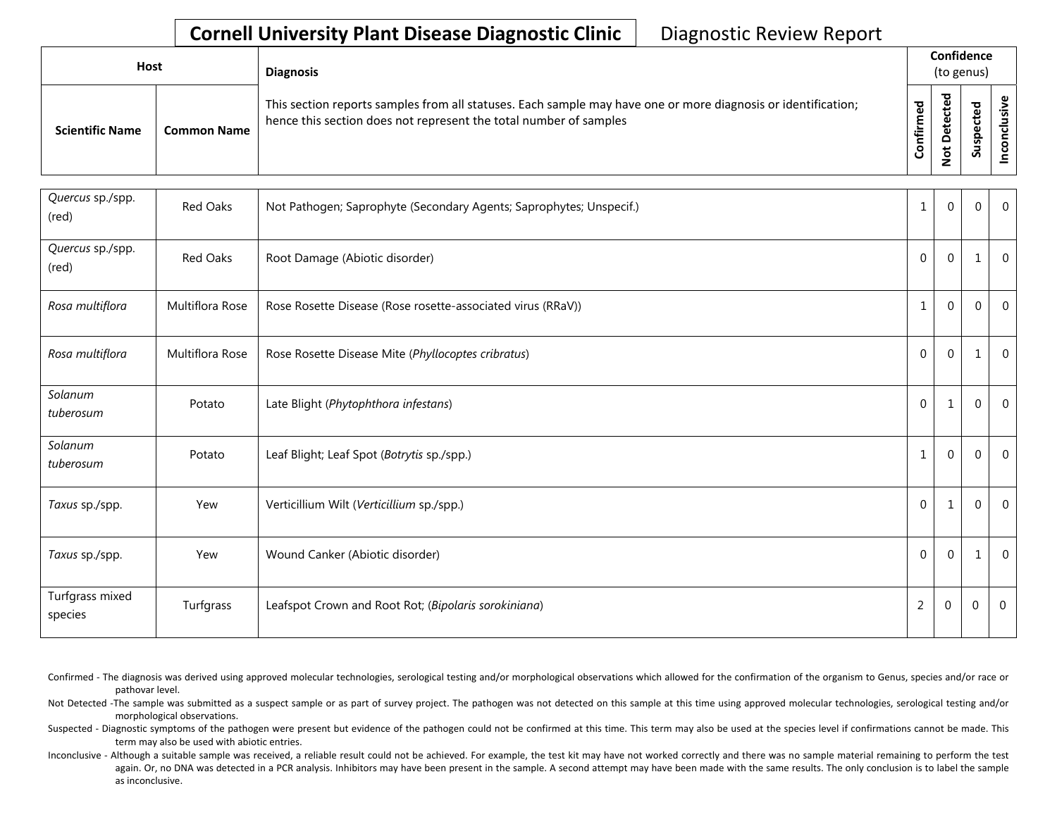# Cornell University Plant Disease Diagnostic Clinic

Diagnostic Review Report

| Host | | Diagnosis | Confidence (to genus) | | | |
|---|---|---|---|---|---|---|
| Scientific Name | Common Name | This section reports samples from all statuses. Each sample may have one or more diagnosis or identification; hence this section does not represent the total number of samples | Confirmed | Not Detected | Suspected | Inconclusive |
| *Quercus* sp./spp. (red) | Red Oaks | Not Pathogen; Saprophyte (Secondary Agents; Saprophytes; Unspecif.) | 1 | 0 | 0 | 0 |
| *Quercus* sp./spp. (red) | Red Oaks | Root Damage (Abiotic disorder) | 0 | 0 | 1 | 0 |
| *Rosa multiflora* | Multiflora Rose | Rose Rosette Disease (Rose rosette-associated virus (RRaV)) | 1 | 0 | 0 | 0 |
| *Rosa multiflora* | Multiflora Rose | Rose Rosette Disease Mite (*Phyllocoptes cribratus*) | 0 | 0 | 1 | 0 |
| *Solanum tuberosum* | Potato | Late Blight (*Phytophthora infestans*) | 0 | 1 | 0 | 0 |
| *Solanum tuberosum* | Potato | Leaf Blight; Leaf Spot (*Botrytis* sp./spp.) | 1 | 0 | 0 | 0 |
| *Taxus* sp./spp. | Yew | Verticillium Wilt (*Verticillium* sp./spp.) | 0 | 1 | 0 | 0 |
| *Taxus* sp./spp. | Yew | Wound Canker (Abiotic disorder) | 0 | 0 | 1 | 0 |
| Turfgrass mixed species | Turfgrass | Leafspot Crown and Root Rot; (*Bipolaris sorokiniana*) | 2 | 0 | 0 | 0 |

Confirmed - The diagnosis was derived using approved molecular technologies, serological testing and/or morphological observations which allowed for the confirmation of the organism to Genus, species and/or race or pathovar level.

Not Detected -The sample was submitted as a suspect sample or as part of survey project. The pathogen was not detected on this sample at this time using approved molecular technologies, serological testing and/or morphological observations.

Suspected - Diagnostic symptoms of the pathogen were present but evidence of the pathogen could not be confirmed at this time. This term may also be used at the species level if confirmations cannot be made. This term may also be used with abiotic entries.

Inconclusive - Although a suitable sample was received, a reliable result could not be achieved. For example, the test kit may have not worked correctly and there was no sample material remaining to perform the test again. Or, no DNA was detected in a PCR analysis. Inhibitors may have been present in the sample. A second attempt may have been made with the same results. The only conclusion is to label the sample as inconclusive.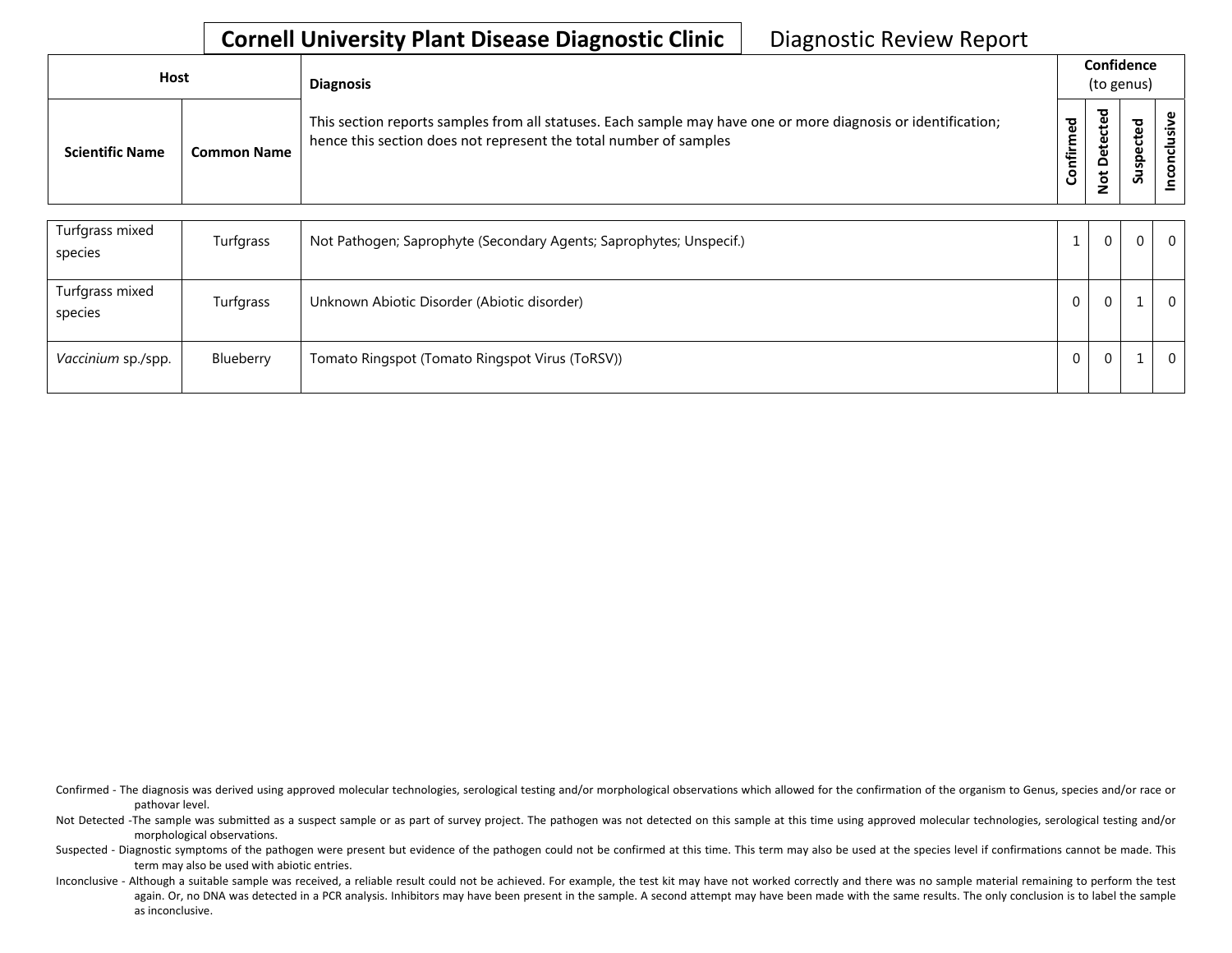**Cornell University Plant Disease Diagnostic Clinic** Diagnostic Review Report

| Host | | Diagnosis | Confidence (to genus) | | | |
|---|---|---|---|---|---|---|
| **Scientific Name** | **Common Name** | This section reports samples from all statuses. Each sample may have one or more diagnosis or identification; hence this section does not represent the total number of samples | Confirmed | Not Detected | Suspected | Inconclusive |
| Turfgrass mixed species | Turfgrass | Not Pathogen; Saprophyte (Secondary Agents; Saprophytes; Unspecif.) | 1 | 0 | 0 | 0 |
| Turfgrass mixed species | Turfgrass | Unknown Abiotic Disorder (Abiotic disorder) | 0 | 0 | 1 | 0 |
| *Vaccinium* sp./spp. | Blueberry | Tomato Ringspot (Tomato Ringspot Virus (ToRSV)) | 0 | 0 | 1 | 0 |

Confirmed - The diagnosis was derived using approved molecular technologies, serological testing and/or morphological observations which allowed for the confirmation of the organism to Genus, species and/or race or pathovar level.

Not Detected -The sample was submitted as a suspect sample or as part of survey project. The pathogen was not detected on this sample at this time using approved molecular technologies, serological testing and/or morphological observations.

Suspected - Diagnostic symptoms of the pathogen were present but evidence of the pathogen could not be confirmed at this time. This term may also be used at the species level if confirmations cannot be made. This term may also be used with abiotic entries.

Inconclusive - Although a suitable sample was received, a reliable result could not be achieved. For example, the test kit may have not worked correctly and there was no sample material remaining to perform the test again. Or, no DNA was detected in a PCR analysis. Inhibitors may have been present in the sample. A second attempt may have been made with the same results. The only conclusion is to label the sample as inconclusive.